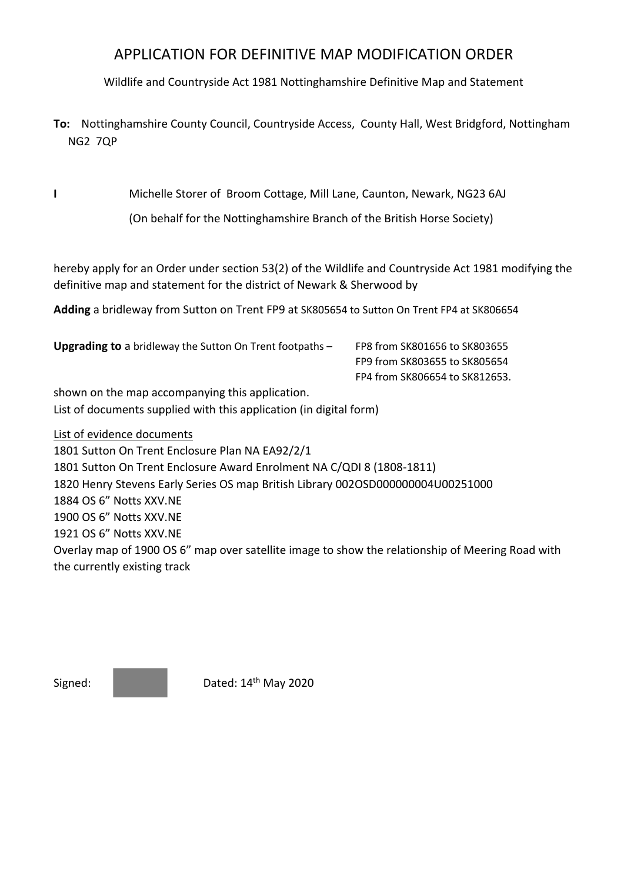# APPLICATION FOR DEFINITIVE MAP MODIFICATION ORDER

Wildlife and Countryside Act 1981 Nottinghamshire Definitive Map and Statement

**To:** Nottinghamshire County Council, Countryside Access, County Hall, West Bridgford, Nottingham NG2 7QP

**I** Michelle Storer of Broom Cottage, Mill Lane, Caunton, Newark, NG23 6AJ

(On behalf for the Nottinghamshire Branch of the British Horse Society)

hereby apply for an Order under section 53(2) of the Wildlife and Countryside Act 1981 modifying the definitive map and statement for the district of Newark & Sherwood by

**Adding** a bridleway from Sutton on Trent FP9 at SK805654 to Sutton On Trent FP4 at SK806654

**Upgrading to** a bridleway the Sutton On Trent footpaths – FP8 from SK801656 to SK803655
FP9 from SK803655 to SK805654
FP4 from SK806654 to SK812653.

shown on the map accompanying this application.
List of documents supplied with this application (in digital form)

<u>List of evidence documents</u>
1801 Sutton On Trent Enclosure Plan NA EA92/2/1
1801 Sutton On Trent Enclosure Award Enrolment NA C/QDI 8 (1808-1811)
1820 Henry Stevens Early Series OS map British Library 002OSD000000004U00251000
1884 OS 6" Notts XXV.NE
1900 OS 6" Notts XXV.NE
1921 OS 6" Notts XXV.NE
Overlay map of 1900 OS 6" map over satellite image to show the relationship of Meering Road with the currently existing track

Signed: Dated: 14th May 2020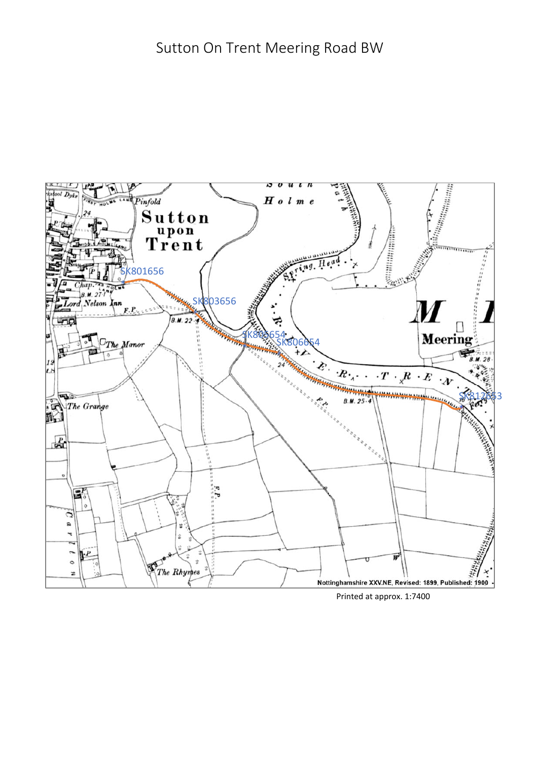# Sutton On Trent Meering Road BW

SK801656

SK803656

SK805654

SK806654

SK812653

Sutton upon Trent

Meering

Nottinghamshire XXV.NE, Revised: 1899, Published: 1900

Printed at approx. 1:7400